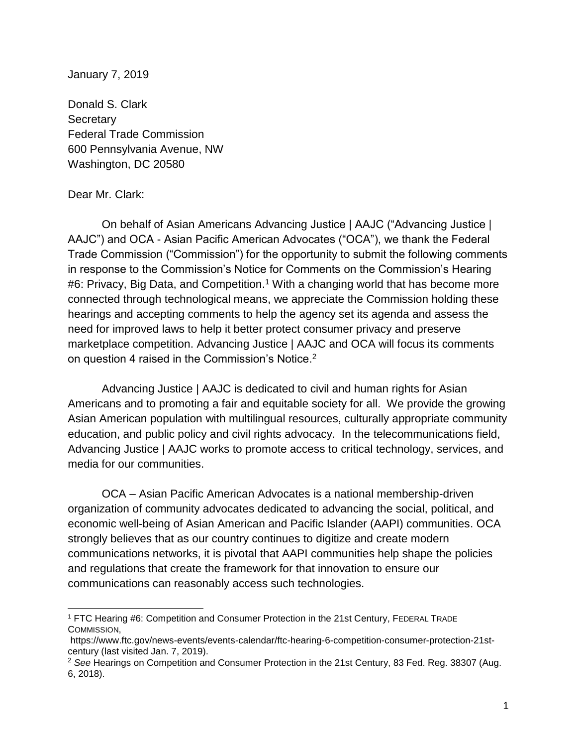January 7, 2019

Donald S. Clark
Secretary
Federal Trade Commission
600 Pennsylvania Avenue, NW
Washington, DC 20580

Dear Mr. Clark:

On behalf of Asian Americans Advancing Justice | AAJC ("Advancing Justice | AAJC") and OCA - Asian Pacific American Advocates ("OCA"), we thank the Federal Trade Commission ("Commission") for the opportunity to submit the following comments in response to the Commission's Notice for Comments on the Commission's Hearing #6: Privacy, Big Data, and Competition.[1] With a changing world that has become more connected through technological means, we appreciate the Commission holding these hearings and accepting comments to help the agency set its agenda and assess the need for improved laws to help it better protect consumer privacy and preserve marketplace competition. Advancing Justice | AAJC and OCA will focus its comments on question 4 raised in the Commission's Notice.[2]

Advancing Justice | AAJC is dedicated to civil and human rights for Asian Americans and to promoting a fair and equitable society for all. We provide the growing Asian American population with multilingual resources, culturally appropriate community education, and public policy and civil rights advocacy. In the telecommunications field, Advancing Justice | AAJC works to promote access to critical technology, services, and media for our communities.

OCA – Asian Pacific American Advocates is a national membership-driven organization of community advocates dedicated to advancing the social, political, and economic well-being of Asian American and Pacific Islander (AAPI) communities. OCA strongly believes that as our country continues to digitize and create modern communications networks, it is pivotal that AAPI communities help shape the policies and regulations that create the framework for that innovation to ensure our communications can reasonably access such technologies.

---

[1] FTC Hearing #6: Competition and Consumer Protection in the 21st Century, FEDERAL TRADE COMMISSION, https://www.ftc.gov/news-events/events-calendar/ftc-hearing-6-competition-consumer-protection-21st-century (last visited Jan. 7, 2019).

[2] *See* Hearings on Competition and Consumer Protection in the 21st Century, 83 Fed. Reg. 38307 (Aug. 6, 2018).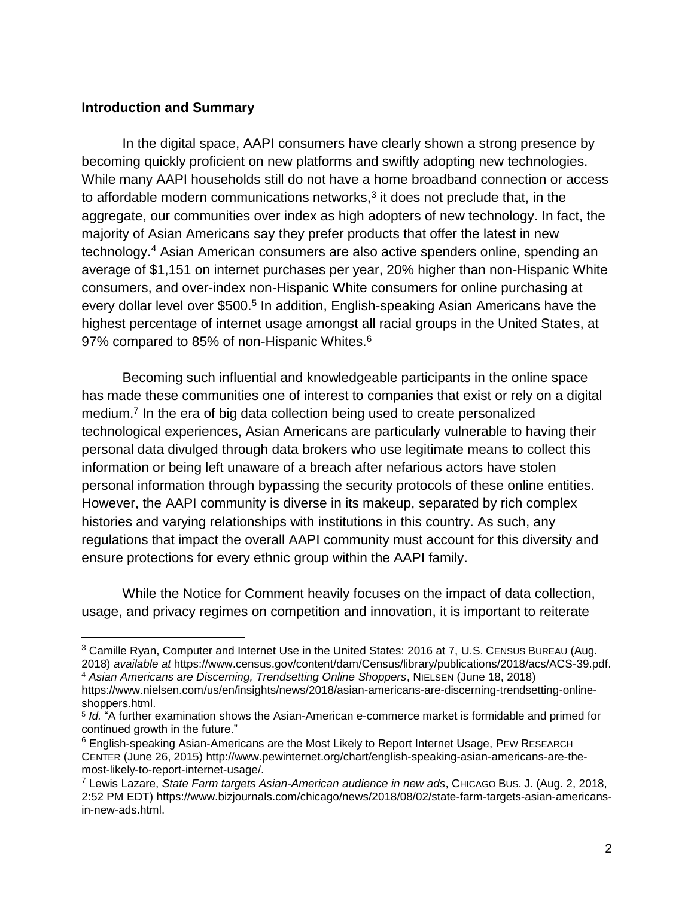**Introduction and Summary**

In the digital space, AAPI consumers have clearly shown a strong presence by becoming quickly proficient on new platforms and swiftly adopting new technologies. While many AAPI households still do not have a home broadband connection or access to affordable modern communications networks,[3] it does not preclude that, in the aggregate, our communities over index as high adopters of new technology. In fact, the majority of Asian Americans say they prefer products that offer the latest in new technology.[4] Asian American consumers are also active spenders online, spending an average of $1,151 on internet purchases per year, 20% higher than non-Hispanic White consumers, and over-index non-Hispanic White consumers for online purchasing at every dollar level over $500.[5] In addition, English-speaking Asian Americans have the highest percentage of internet usage amongst all racial groups in the United States, at 97% compared to 85% of non-Hispanic Whites.[6]

Becoming such influential and knowledgeable participants in the online space has made these communities one of interest to companies that exist or rely on a digital medium.[7] In the era of big data collection being used to create personalized technological experiences, Asian Americans are particularly vulnerable to having their personal data divulged through data brokers who use legitimate means to collect this information or being left unaware of a breach after nefarious actors have stolen personal information through bypassing the security protocols of these online entities. However, the AAPI community is diverse in its makeup, separated by rich complex histories and varying relationships with institutions in this country. As such, any regulations that impact the overall AAPI community must account for this diversity and ensure protections for every ethnic group within the AAPI family.

While the Notice for Comment heavily focuses on the impact of data collection, usage, and privacy regimes on competition and innovation, it is important to reiterate

---

[3] Camille Ryan, Computer and Internet Use in the United States: 2016 at 7, U.S. CENSUS BUREAU (Aug. 2018) *available at* https://www.census.gov/content/dam/Census/library/publications/2018/acs/ACS-39.pdf.

[4] *Asian Americans are Discerning, Trendsetting Online Shoppers*, NIELSEN (June 18, 2018) https://www.nielsen.com/us/en/insights/news/2018/asian-americans-are-discerning-trendsetting-online-shoppers.html.

[5] *Id.* "A further examination shows the Asian-American e-commerce market is formidable and primed for continued growth in the future."

[6] English-speaking Asian-Americans are the Most Likely to Report Internet Usage, PEW RESEARCH CENTER (June 26, 2015) http://www.pewinternet.org/chart/english-speaking-asian-americans-are-the-most-likely-to-report-internet-usage/.

[7] Lewis Lazare, *State Farm targets Asian-American audience in new ads*, CHICAGO BUS. J. (Aug. 2, 2018, 2:52 PM EDT) https://www.bizjournals.com/chicago/news/2018/08/02/state-farm-targets-asian-americans-in-new-ads.html.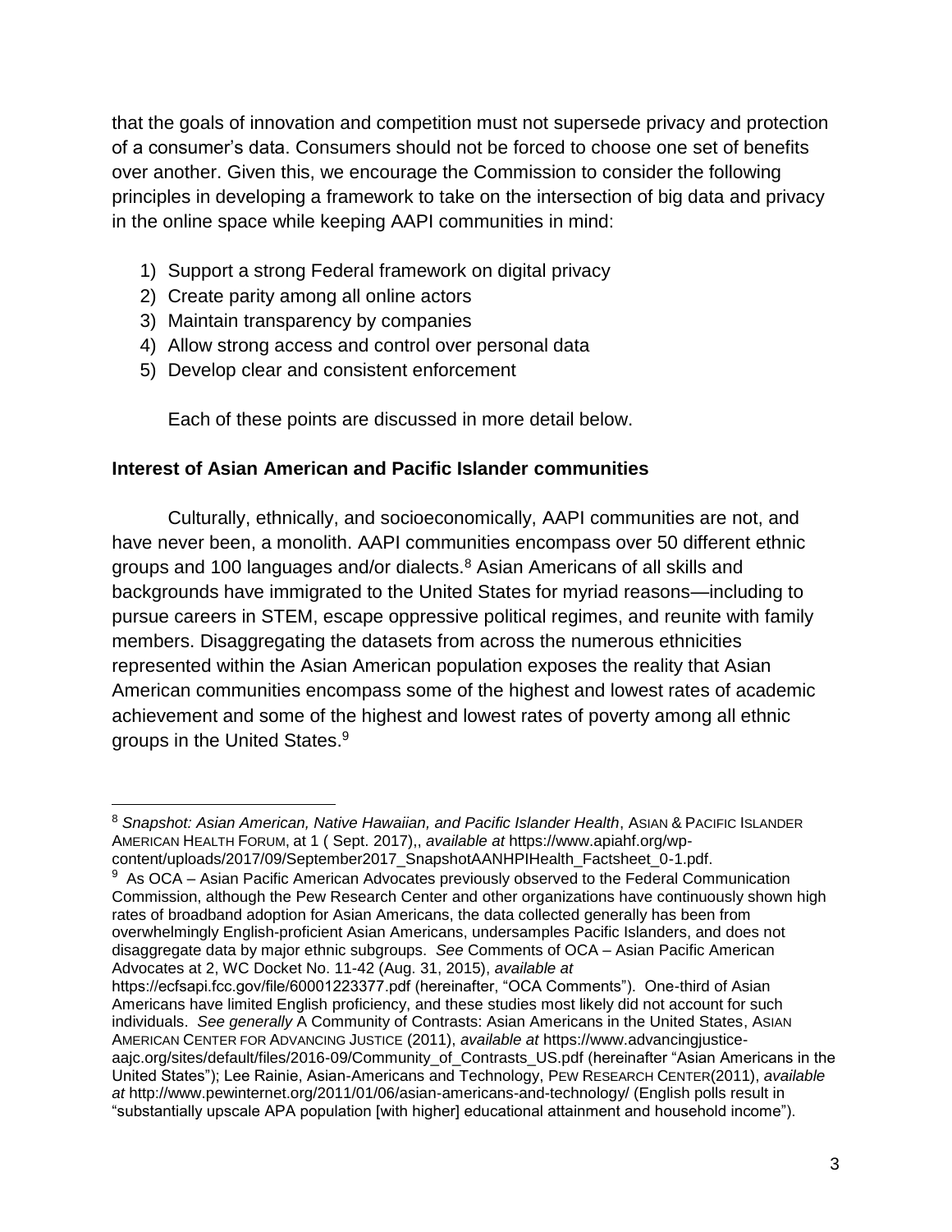that the goals of innovation and competition must not supersede privacy and protection of a consumer's data. Consumers should not be forced to choose one set of benefits over another. Given this, we encourage the Commission to consider the following principles in developing a framework to take on the intersection of big data and privacy in the online space while keeping AAPI communities in mind:

1) Support a strong Federal framework on digital privacy
2) Create parity among all online actors
3) Maintain transparency by companies
4) Allow strong access and control over personal data
5) Develop clear and consistent enforcement

Each of these points are discussed in more detail below.

**Interest of Asian American and Pacific Islander communities**

Culturally, ethnically, and socioeconomically, AAPI communities are not, and have never been, a monolith. AAPI communities encompass over 50 different ethnic groups and 100 languages and/or dialects.[8] Asian Americans of all skills and backgrounds have immigrated to the United States for myriad reasons—including to pursue careers in STEM, escape oppressive political regimes, and reunite with family members. Disaggregating the datasets from across the numerous ethnicities represented within the Asian American population exposes the reality that Asian American communities encompass some of the highest and lowest rates of academic achievement and some of the highest and lowest rates of poverty among all ethnic groups in the United States.[9]

---

[8] *Snapshot: Asian American, Native Hawaiian, and Pacific Islander Health*, ASIAN & PACIFIC ISLANDER AMERICAN HEALTH FORUM, at 1 ( Sept. 2017),, *available at* https://www.apiahf.org/wp-content/uploads/2017/09/September2017_SnapshotAANHPIHealth_Factsheet_0-1.pdf.

[9] As OCA – Asian Pacific American Advocates previously observed to the Federal Communication Commission, although the Pew Research Center and other organizations have continuously shown high rates of broadband adoption for Asian Americans, the data collected generally has been from overwhelmingly English-proficient Asian Americans, undersamples Pacific Islanders, and does not disaggregate data by major ethnic subgroups. *See* Comments of OCA – Asian Pacific American Advocates at 2, WC Docket No. 11-42 (Aug. 31, 2015), *available at* https://ecfsapi.fcc.gov/file/60001223377.pdf (hereinafter, "OCA Comments"). One-third of Asian Americans have limited English proficiency, and these studies most likely did not account for such individuals. *See generally* A Community of Contrasts: Asian Americans in the United States, ASIAN AMERICAN CENTER FOR ADVANCING JUSTICE (2011), *available at* https://www.advancingjustice-aajc.org/sites/default/files/2016-09/Community_of_Contrasts_US.pdf (hereinafter "Asian Americans in the United States"); Lee Rainie, Asian-Americans and Technology, PEW RESEARCH CENTER(2011), *available at* http://www.pewinternet.org/2011/01/06/asian-americans-and-technology/ (English polls result in "substantially upscale APA population [with higher] educational attainment and household income").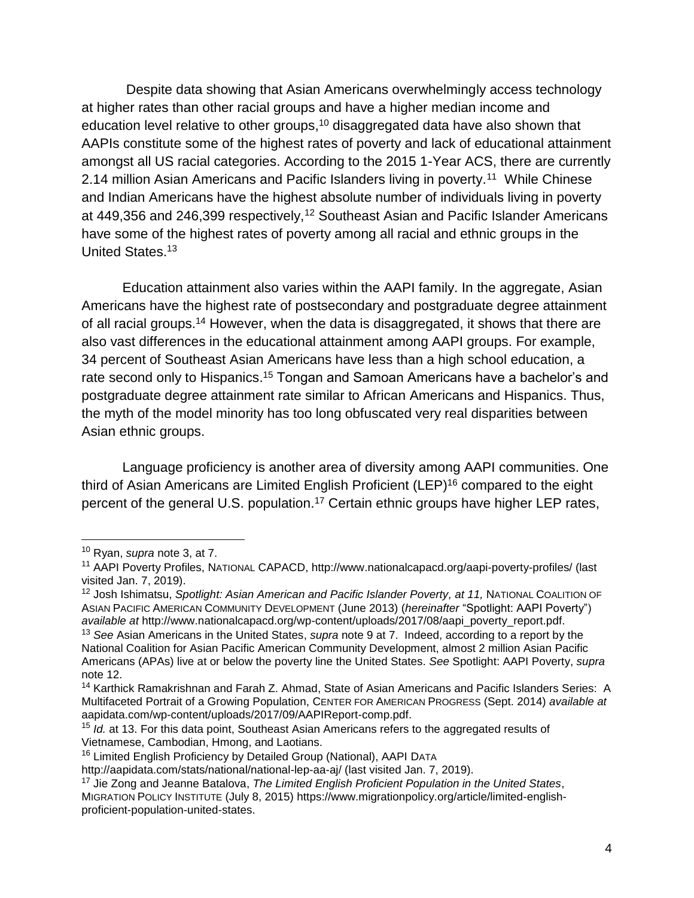Despite data showing that Asian Americans overwhelmingly access technology at higher rates than other racial groups and have a higher median income and education level relative to other groups,[10] disaggregated data have also shown that AAPIs constitute some of the highest rates of poverty and lack of educational attainment amongst all US racial categories. According to the 2015 1-Year ACS, there are currently 2.14 million Asian Americans and Pacific Islanders living in poverty.[11] While Chinese and Indian Americans have the highest absolute number of individuals living in poverty at 449,356 and 246,399 respectively,[12] Southeast Asian and Pacific Islander Americans have some of the highest rates of poverty among all racial and ethnic groups in the United States.[13]

Education attainment also varies within the AAPI family. In the aggregate, Asian Americans have the highest rate of postsecondary and postgraduate degree attainment of all racial groups.[14] However, when the data is disaggregated, it shows that there are also vast differences in the educational attainment among AAPI groups. For example, 34 percent of Southeast Asian Americans have less than a high school education, a rate second only to Hispanics.[15] Tongan and Samoan Americans have a bachelor's and postgraduate degree attainment rate similar to African Americans and Hispanics. Thus, the myth of the model minority has too long obfuscated very real disparities between Asian ethnic groups.

Language proficiency is another area of diversity among AAPI communities. One third of Asian Americans are Limited English Proficient (LEP)[16] compared to the eight percent of the general U.S. population.[17] Certain ethnic groups have higher LEP rates,

---

[10] Ryan, *supra* note 3, at 7.

[11] AAPI Poverty Profiles, NATIONAL CAPACD, http://www.nationalcapacd.org/aapi-poverty-profiles/ (last visited Jan. 7, 2019).

[12] Josh Ishimatsu, *Spotlight: Asian American and Pacific Islander Poverty, at 11,* NATIONAL COALITION OF ASIAN PACIFIC AMERICAN COMMUNITY DEVELOPMENT (June 2013) (*hereinafter* "Spotlight: AAPI Poverty") *available at* http://www.nationalcapacd.org/wp-content/uploads/2017/08/aapi_poverty_report.pdf.

[13] *See* Asian Americans in the United States, *supra* note 9 at 7. Indeed, according to a report by the National Coalition for Asian Pacific American Community Development, almost 2 million Asian Pacific Americans (APAs) live at or below the poverty line the United States. *See* Spotlight: AAPI Poverty, *supra* note 12.

[14] Karthick Ramakrishnan and Farah Z. Ahmad, State of Asian Americans and Pacific Islanders Series: A Multifaceted Portrait of a Growing Population, CENTER FOR AMERICAN PROGRESS (Sept. 2014) *available at* aapidata.com/wp-content/uploads/2017/09/AAPIReport-comp.pdf.

[15] *Id.* at 13. For this data point, Southeast Asian Americans refers to the aggregated results of Vietnamese, Cambodian, Hmong, and Laotians.

[16] Limited English Proficiency by Detailed Group (National), AAPI DATA http://aapidata.com/stats/national/national-lep-aa-aj/ (last visited Jan. 7, 2019).

[17] Jie Zong and Jeanne Batalova, *The Limited English Proficient Population in the United States*, MIGRATION POLICY INSTITUTE (July 8, 2015) https://www.migrationpolicy.org/article/limited-english-proficient-population-united-states.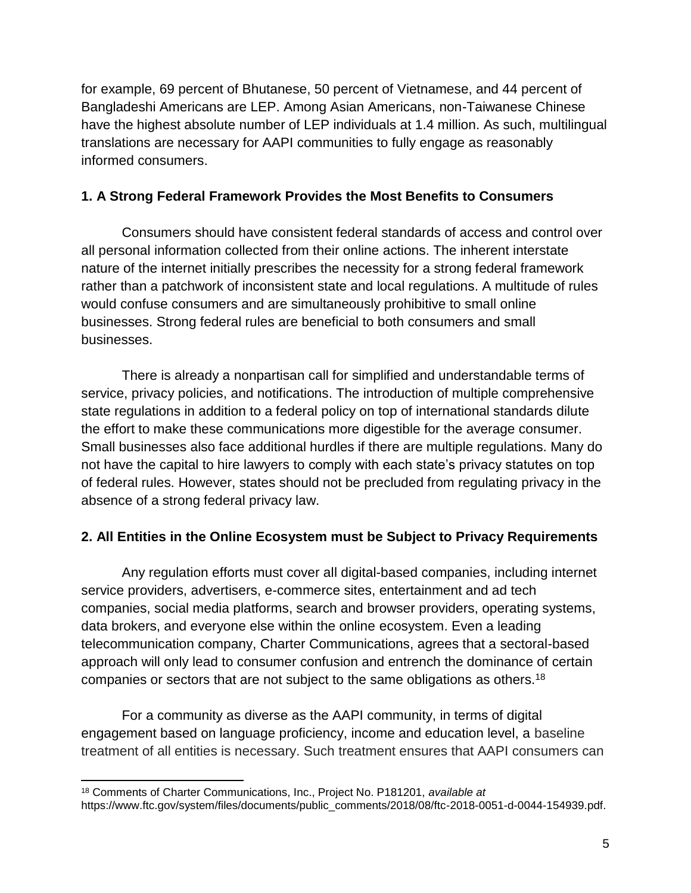for example, 69 percent of Bhutanese, 50 percent of Vietnamese, and 44 percent of Bangladeshi Americans are LEP. Among Asian Americans, non-Taiwanese Chinese have the highest absolute number of LEP individuals at 1.4 million. As such, multilingual translations are necessary for AAPI communities to fully engage as reasonably informed consumers.

## 1. A Strong Federal Framework Provides the Most Benefits to Consumers

Consumers should have consistent federal standards of access and control over all personal information collected from their online actions. The inherent interstate nature of the internet initially prescribes the necessity for a strong federal framework rather than a patchwork of inconsistent state and local regulations. A multitude of rules would confuse consumers and are simultaneously prohibitive to small online businesses. Strong federal rules are beneficial to both consumers and small businesses.

There is already a nonpartisan call for simplified and understandable terms of service, privacy policies, and notifications. The introduction of multiple comprehensive state regulations in addition to a federal policy on top of international standards dilute the effort to make these communications more digestible for the average consumer. Small businesses also face additional hurdles if there are multiple regulations. Many do not have the capital to hire lawyers to comply with each state's privacy statutes on top of federal rules. However, states should not be precluded from regulating privacy in the absence of a strong federal privacy law.

## 2. All Entities in the Online Ecosystem must be Subject to Privacy Requirements

Any regulation efforts must cover all digital-based companies, including internet service providers, advertisers, e-commerce sites, entertainment and ad tech companies, social media platforms, search and browser providers, operating systems, data brokers, and everyone else within the online ecosystem. Even a leading telecommunication company, Charter Communications, agrees that a sectoral-based approach will only lead to consumer confusion and entrench the dominance of certain companies or sectors that are not subject to the same obligations as others.[18]

For a community as diverse as the AAPI community, in terms of digital engagement based on language proficiency, income and education level, a baseline treatment of all entities is necessary. Such treatment ensures that AAPI consumers can

---

[18] Comments of Charter Communications, Inc., Project No. P181201, *available at* https://www.ftc.gov/system/files/documents/public_comments/2018/08/ftc-2018-0051-d-0044-154939.pdf.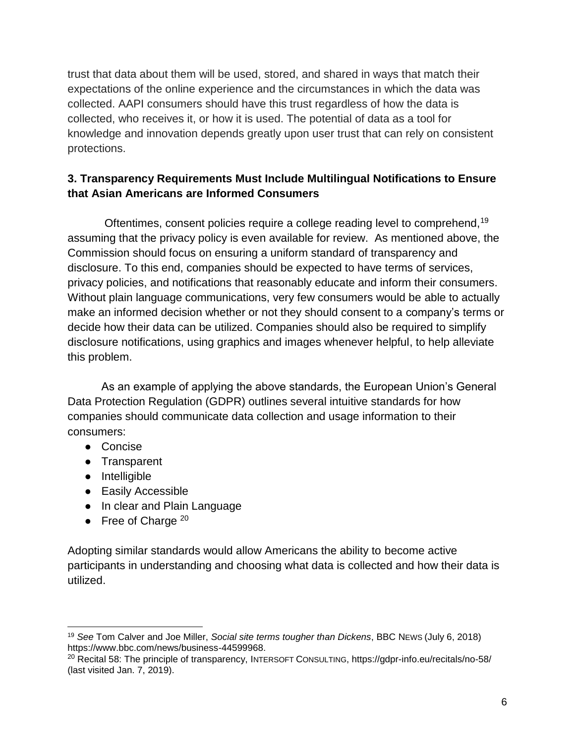trust that data about them will be used, stored, and shared in ways that match their expectations of the online experience and the circumstances in which the data was collected. AAPI consumers should have this trust regardless of how the data is collected, who receives it, or how it is used. The potential of data as a tool for knowledge and innovation depends greatly upon user trust that can rely on consistent protections.

**3. Transparency Requirements Must Include Multilingual Notifications to Ensure that Asian Americans are Informed Consumers**

Oftentimes, consent policies require a college reading level to comprehend,[19] assuming that the privacy policy is even available for review. As mentioned above, the Commission should focus on ensuring a uniform standard of transparency and disclosure. To this end, companies should be expected to have terms of services, privacy policies, and notifications that reasonably educate and inform their consumers. Without plain language communications, very few consumers would be able to actually make an informed decision whether or not they should consent to a company's terms or decide how their data can be utilized. Companies should also be required to simplify disclosure notifications, using graphics and images whenever helpful, to help alleviate this problem.

As an example of applying the above standards, the European Union's General Data Protection Regulation (GDPR) outlines several intuitive standards for how companies should communicate data collection and usage information to their consumers:

- Concise
- Transparent
- Intelligible
- Easily Accessible
- In clear and Plain Language
- Free of Charge [20]

Adopting similar standards would allow Americans the ability to become active participants in understanding and choosing what data is collected and how their data is utilized.

---

[19] *See* Tom Calver and Joe Miller, *Social site terms tougher than Dickens*, BBC NEWS (July 6, 2018) https://www.bbc.com/news/business-44599968.

[20] Recital 58: The principle of transparency, INTERSOFT CONSULTING, https://gdpr-info.eu/recitals/no-58/ (last visited Jan. 7, 2019).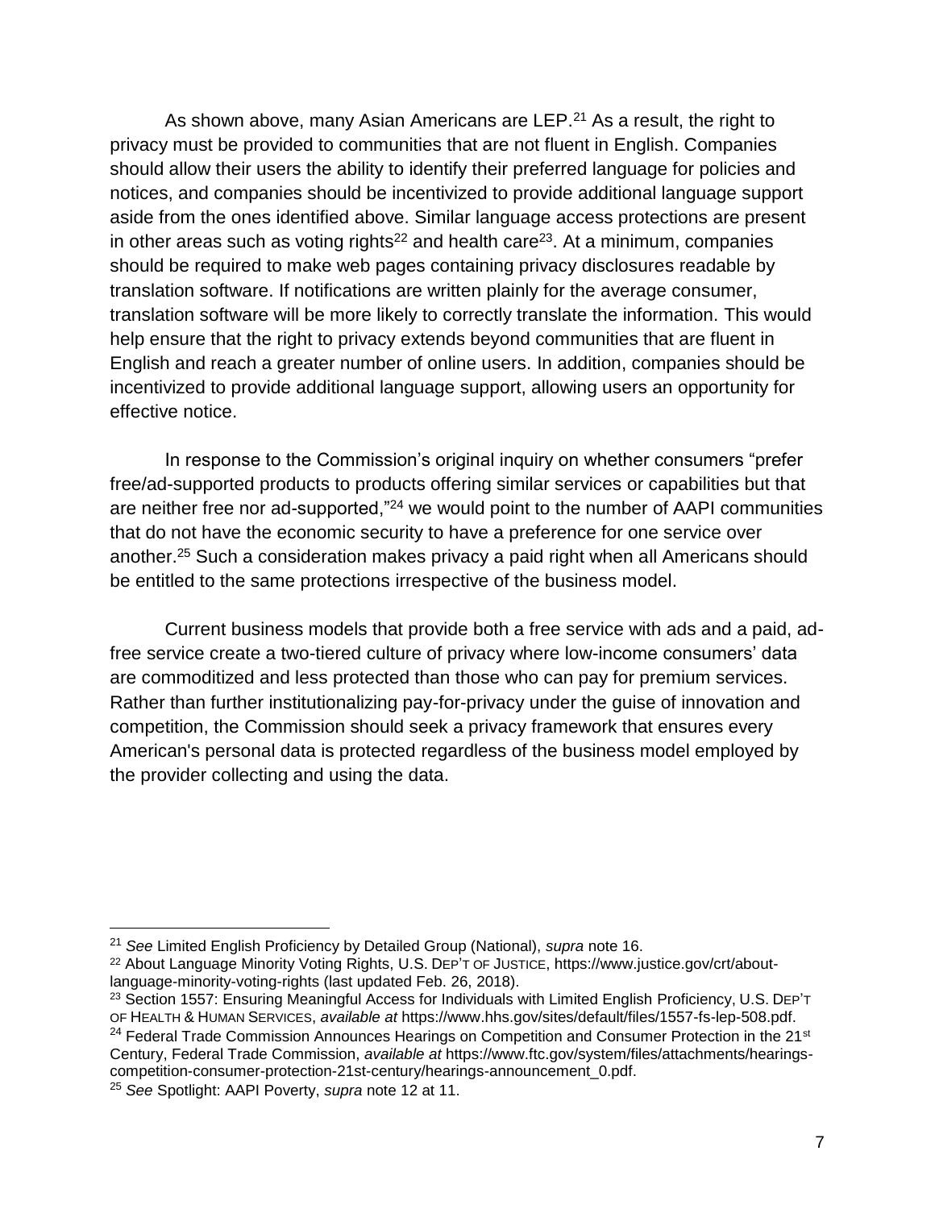As shown above, many Asian Americans are LEP.[21] As a result, the right to privacy must be provided to communities that are not fluent in English. Companies should allow their users the ability to identify their preferred language for policies and notices, and companies should be incentivized to provide additional language support aside from the ones identified above. Similar language access protections are present in other areas such as voting rights[22] and health care[23]. At a minimum, companies should be required to make web pages containing privacy disclosures readable by translation software. If notifications are written plainly for the average consumer, translation software will be more likely to correctly translate the information. This would help ensure that the right to privacy extends beyond communities that are fluent in English and reach a greater number of online users. In addition, companies should be incentivized to provide additional language support, allowing users an opportunity for effective notice.

In response to the Commission's original inquiry on whether consumers "prefer free/ad-supported products to products offering similar services or capabilities but that are neither free nor ad-supported,"[24] we would point to the number of AAPI communities that do not have the economic security to have a preference for one service over another.[25] Such a consideration makes privacy a paid right when all Americans should be entitled to the same protections irrespective of the business model.

Current business models that provide both a free service with ads and a paid, ad-free service create a two-tiered culture of privacy where low-income consumers' data are commoditized and less protected than those who can pay for premium services. Rather than further institutionalizing pay-for-privacy under the guise of innovation and competition, the Commission should seek a privacy framework that ensures every American's personal data is protected regardless of the business model employed by the provider collecting and using the data.

---

[21] *See* Limited English Proficiency by Detailed Group (National), *supra* note 16.

[22] About Language Minority Voting Rights, U.S. DEP'T OF JUSTICE, https://www.justice.gov/crt/about-language-minority-voting-rights (last updated Feb. 26, 2018).

[23] Section 1557: Ensuring Meaningful Access for Individuals with Limited English Proficiency, U.S. DEP'T OF HEALTH & HUMAN SERVICES, *available at* https://www.hhs.gov/sites/default/files/1557-fs-lep-508.pdf.

[24] Federal Trade Commission Announces Hearings on Competition and Consumer Protection in the 21st Century, Federal Trade Commission, *available at* https://www.ftc.gov/system/files/attachments/hearings-competition-consumer-protection-21st-century/hearings-announcement_0.pdf.

[25] *See* Spotlight: AAPI Poverty, *supra* note 12 at 11.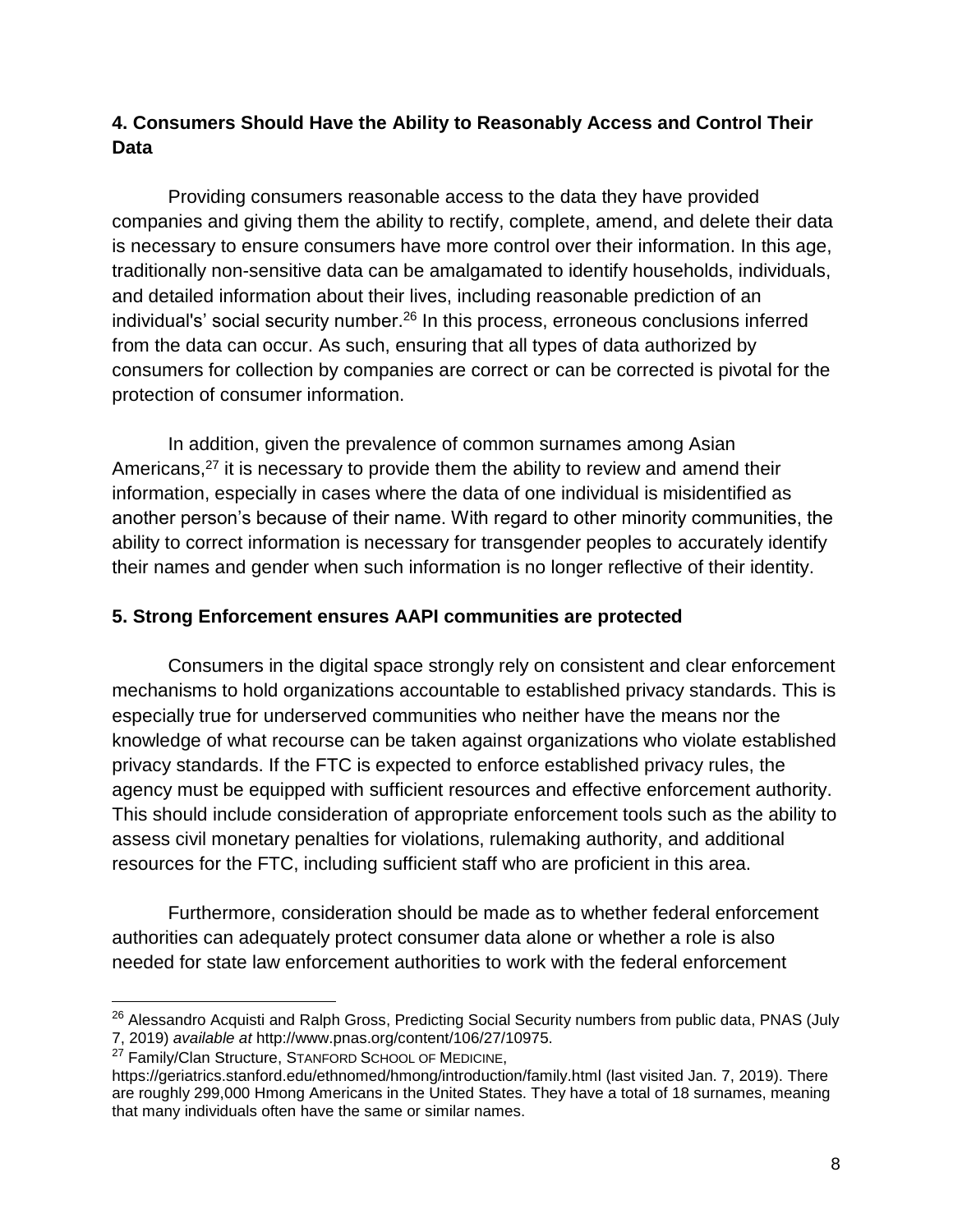### 4. Consumers Should Have the Ability to Reasonably Access and Control Their Data

Providing consumers reasonable access to the data they have provided companies and giving them the ability to rectify, complete, amend, and delete their data is necessary to ensure consumers have more control over their information. In this age, traditionally non-sensitive data can be amalgamated to identify households, individuals, and detailed information about their lives, including reasonable prediction of an individual's' social security number.[26] In this process, erroneous conclusions inferred from the data can occur. As such, ensuring that all types of data authorized by consumers for collection by companies are correct or can be corrected is pivotal for the protection of consumer information.

In addition, given the prevalence of common surnames among Asian Americans,[27] it is necessary to provide them the ability to review and amend their information, especially in cases where the data of one individual is misidentified as another person's because of their name. With regard to other minority communities, the ability to correct information is necessary for transgender peoples to accurately identify their names and gender when such information is no longer reflective of their identity.

### 5. Strong Enforcement ensures AAPI communities are protected

Consumers in the digital space strongly rely on consistent and clear enforcement mechanisms to hold organizations accountable to established privacy standards. This is especially true for underserved communities who neither have the means nor the knowledge of what recourse can be taken against organizations who violate established privacy standards. If the FTC is expected to enforce established privacy rules, the agency must be equipped with sufficient resources and effective enforcement authority. This should include consideration of appropriate enforcement tools such as the ability to assess civil monetary penalties for violations, rulemaking authority, and additional resources for the FTC, including sufficient staff who are proficient in this area.

Furthermore, consideration should be made as to whether federal enforcement authorities can adequately protect consumer data alone or whether a role is also needed for state law enforcement authorities to work with the federal enforcement

---

[26] Alessandro Acquisti and Ralph Gross, Predicting Social Security numbers from public data, PNAS (July 7, 2019) *available at* http://www.pnas.org/content/106/27/10975.

[27] Family/Clan Structure, STANFORD SCHOOL OF MEDICINE, https://geriatrics.stanford.edu/ethnomed/hmong/introduction/family.html (last visited Jan. 7, 2019). There are roughly 299,000 Hmong Americans in the United States. They have a total of 18 surnames, meaning that many individuals often have the same or similar names.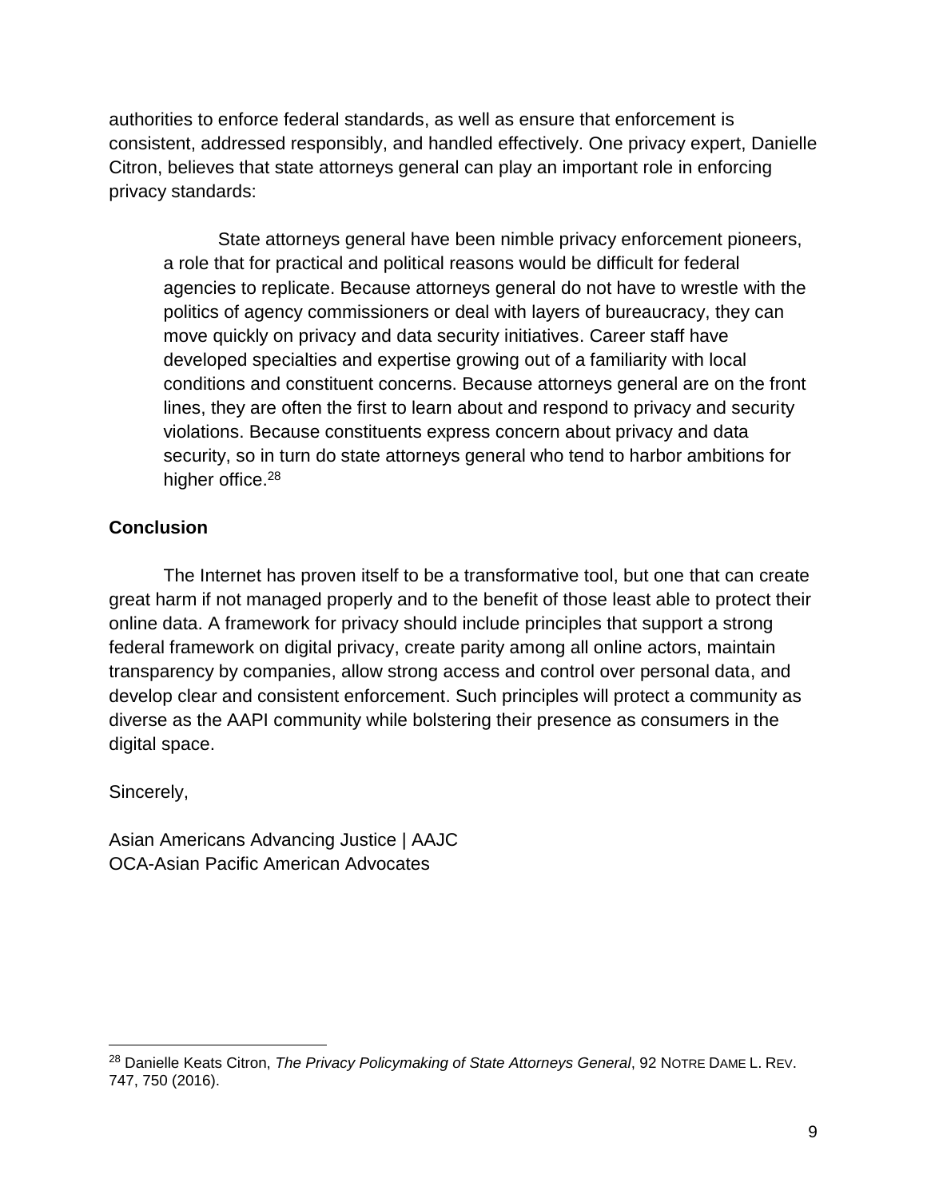authorities to enforce federal standards, as well as ensure that enforcement is consistent, addressed responsibly, and handled effectively. One privacy expert, Danielle Citron, believes that state attorneys general can play an important role in enforcing privacy standards:

> State attorneys general have been nimble privacy enforcement pioneers, a role that for practical and political reasons would be difficult for federal agencies to replicate. Because attorneys general do not have to wrestle with the politics of agency commissioners or deal with layers of bureaucracy, they can move quickly on privacy and data security initiatives. Career staff have developed specialties and expertise growing out of a familiarity with local conditions and constituent concerns. Because attorneys general are on the front lines, they are often the first to learn about and respond to privacy and security violations. Because constituents express concern about privacy and data security, so in turn do state attorneys general who tend to harbor ambitions for higher office.[28]

**Conclusion**

The Internet has proven itself to be a transformative tool, but one that can create great harm if not managed properly and to the benefit of those least able to protect their online data. A framework for privacy should include principles that support a strong federal framework on digital privacy, create parity among all online actors, maintain transparency by companies, allow strong access and control over personal data, and develop clear and consistent enforcement. Such principles will protect a community as diverse as the AAPI community while bolstering their presence as consumers in the digital space.

Sincerely,

Asian Americans Advancing Justice | AAJC
OCA-Asian Pacific American Advocates

---

[28] Danielle Keats Citron, *The Privacy Policymaking of State Attorneys General*, 92 NOTRE DAME L. REV. 747, 750 (2016).